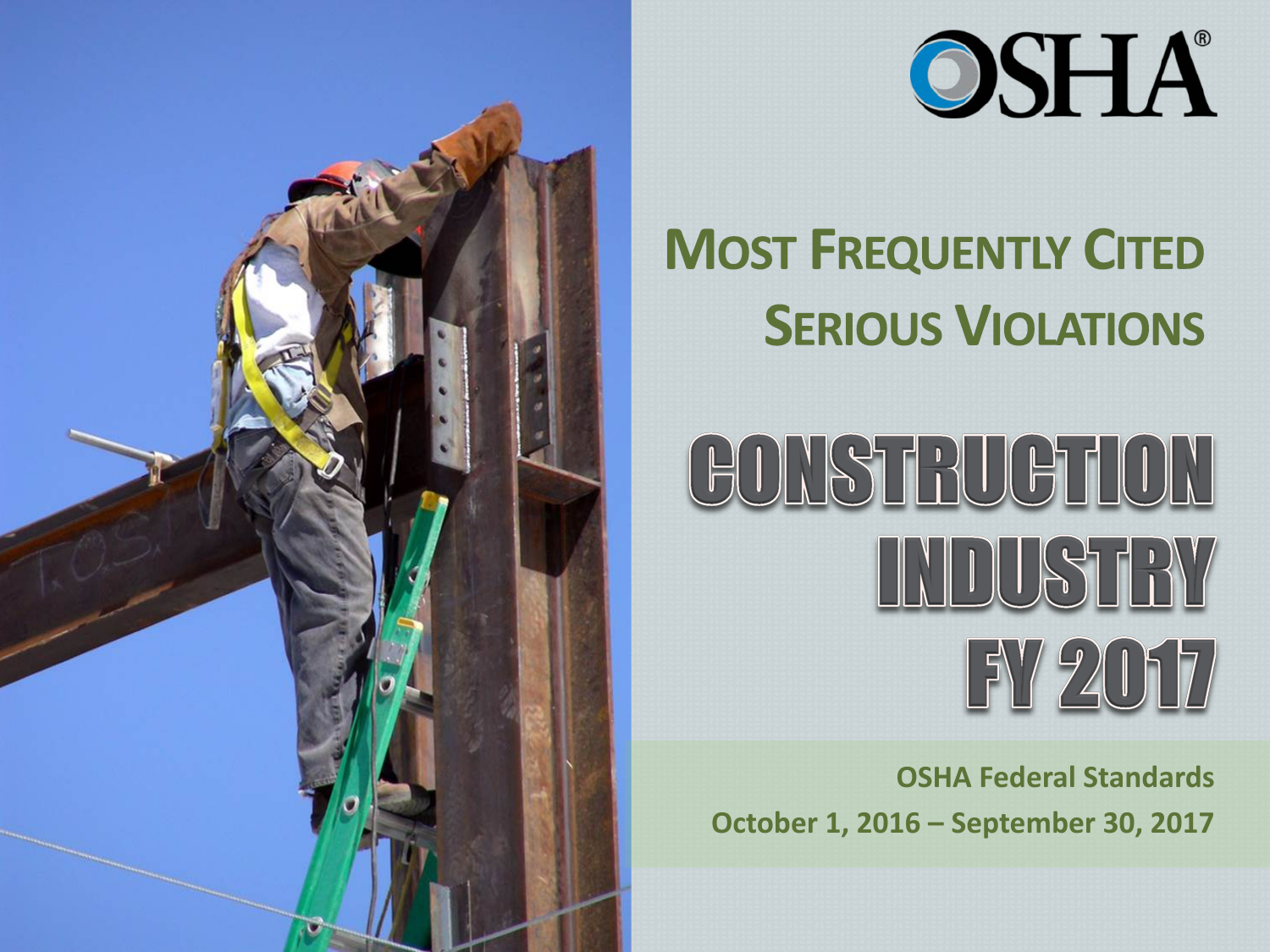OSHA®

# Most Frequently Cited Serious Violations

# Construction Industry FY 2017

**OSHA Federal Standards**

**October 1, 2016 – September 30, 2017**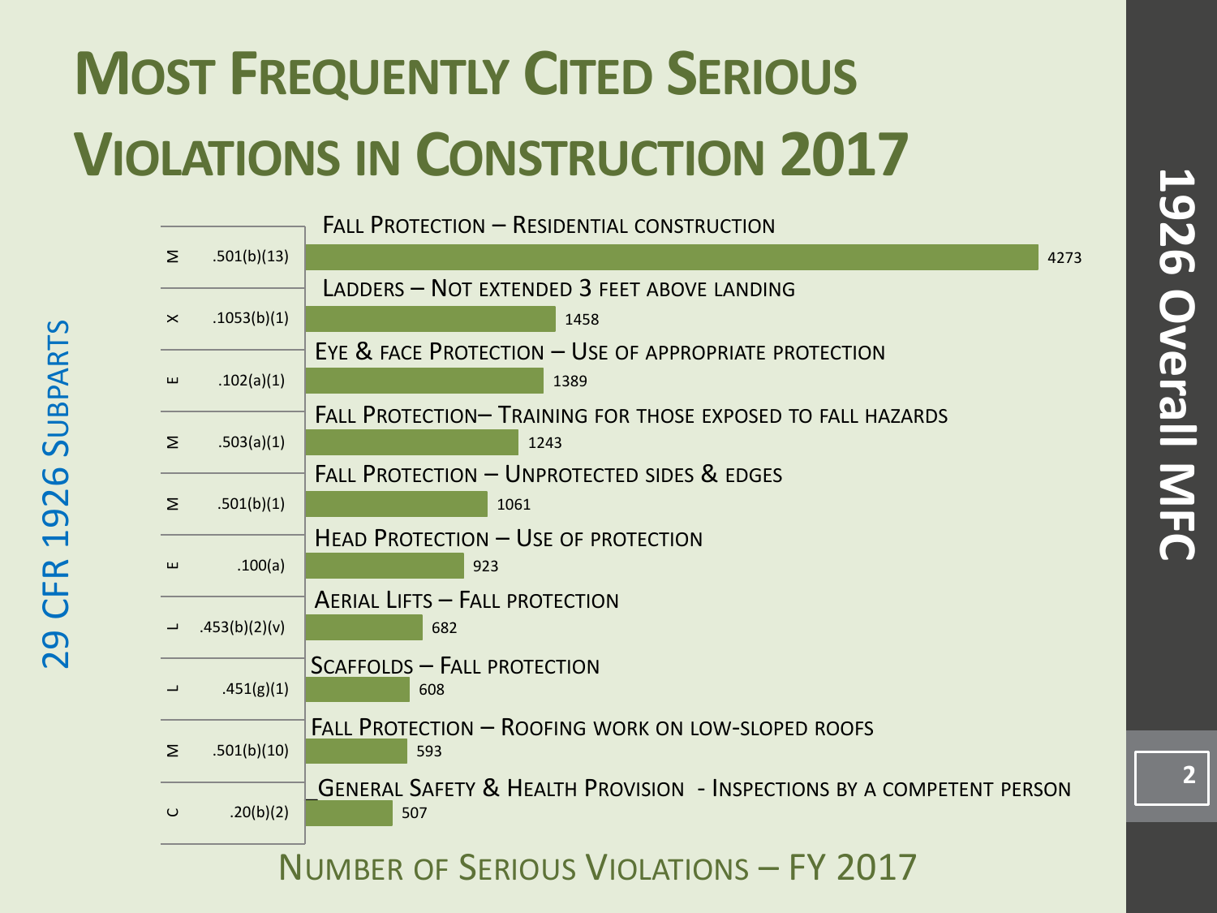# Most Frequently Cited Serious Violations in Construction 2017

**1926 Overall MFC**

29 CFR 1926 Subparts

| Subpart | Standard | Description | Number of Serious Violations – FY 2017 |
| --- | --- | --- | --- |
| M | .501(b)(13) | Fall Protection – Residential construction | 4273 |
| X | .1053(b)(1) | Ladders – Not extended 3 feet above landing | 1458 |
| E | .102(a)(1) | Eye & face Protection – Use of appropriate protection | 1389 |
| M | .503(a)(1) | Fall Protection– Training for those exposed to fall hazards | 1243 |
| M | .501(b)(1) | Fall Protection – Unprotected sides & edges | 1061 |
| E | .100(a) | Head Protection – Use of protection | 923 |
| L | .453(b)(2)(v) | Aerial Lifts – Fall protection | 682 |
| L | .451(g)(1) | Scaffolds – Fall protection | 608 |
| M | .501(b)(10) | Fall Protection – Roofing work on low-sloped roofs | 593 |
| C | .20(b)(2) | General Safety & Health Provision - Inspections by a competent person | 507 |

Number of Serious Violations – FY 2017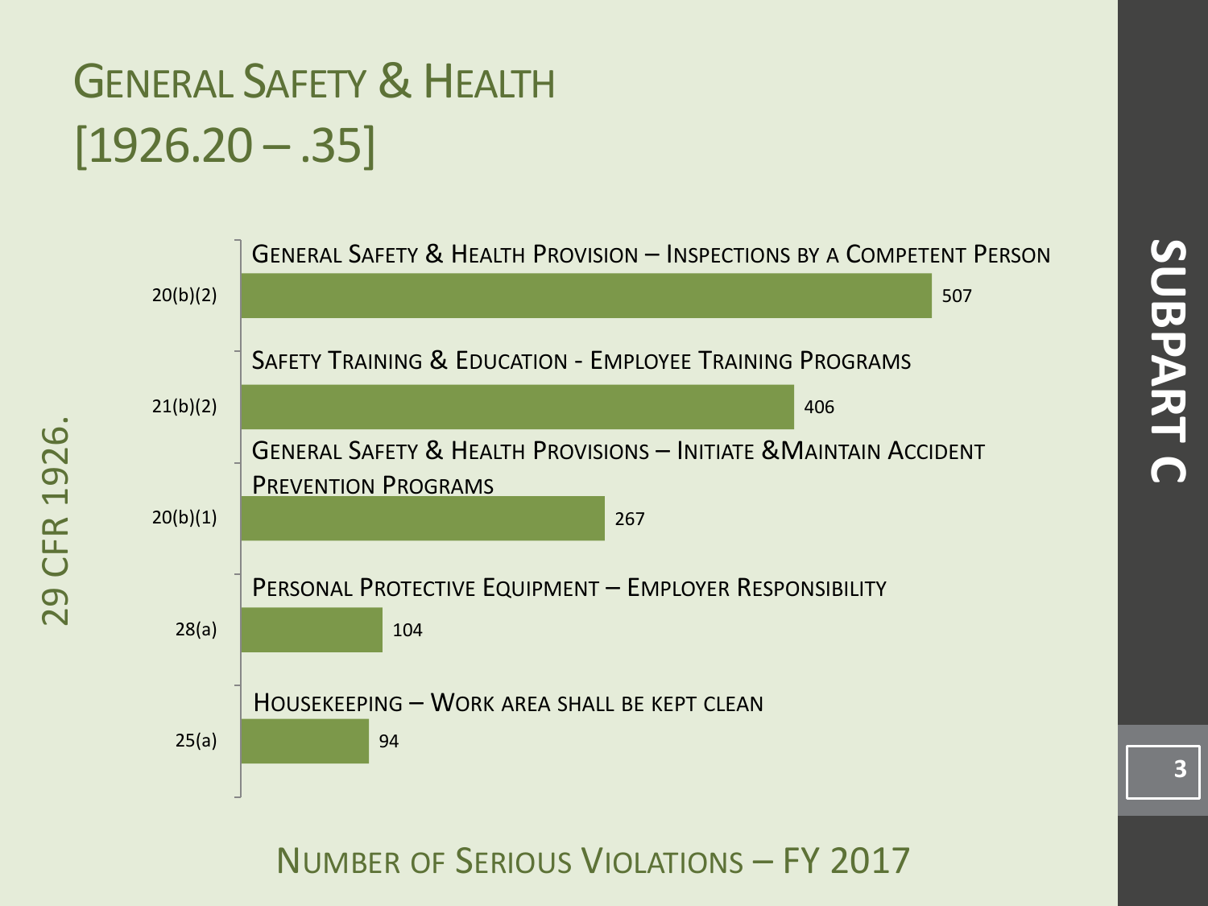# General Safety & Health [1926.20 – .35]

**Subpart C**

29 CFR 1926.

| Section | Description | Number of Serious Violations |
| --- | --- | --- |
| 20(b)(2) | General Safety & Health Provision – Inspections by a Competent Person | 507 |
| 21(b)(2) | Safety Training & Education - Employee Training Programs | 406 |
| 20(b)(1) | General Safety & Health Provisions – Initiate &Maintain Accident Prevention Programs | 267 |
| 28(a) | Personal Protective Equipment – Employer Responsibility | 104 |
| 25(a) | Housekeeping – Work area shall be kept clean | 94 |

Number of Serious Violations – FY 2017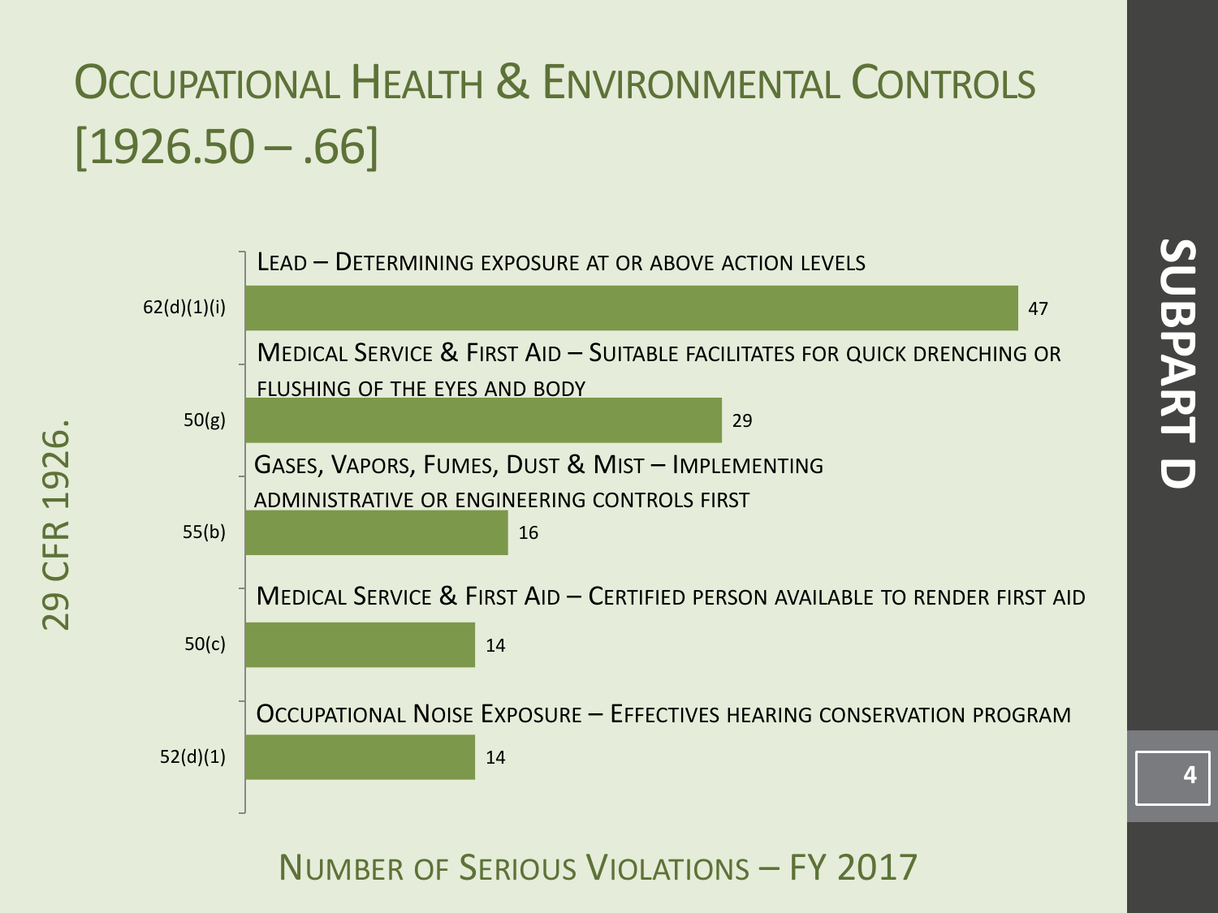# Occupational Health & Environmental Controls [1926.50 – .66]

**Subpart D**

29 CFR 1926.

| Section | Description | Number of Serious Violations |
|---|---|---|
| 62(d)(1)(i) | Lead – Determining exposure at or above action levels | 47 |
| 50(g) | Medical Service & First Aid – Suitable facilitates for quick drenching or flushing of the eyes and body | 29 |
| 55(b) | Gases, Vapors, Fumes, Dust & Mist – Implementing administrative or engineering controls first | 16 |
| 50(c) | Medical Service & First Aid – Certified person available to render first aid | 14 |
| 52(d)(1) | Occupational Noise Exposure – Effectives hearing conservation program | 14 |

Number of Serious Violations – FY 2017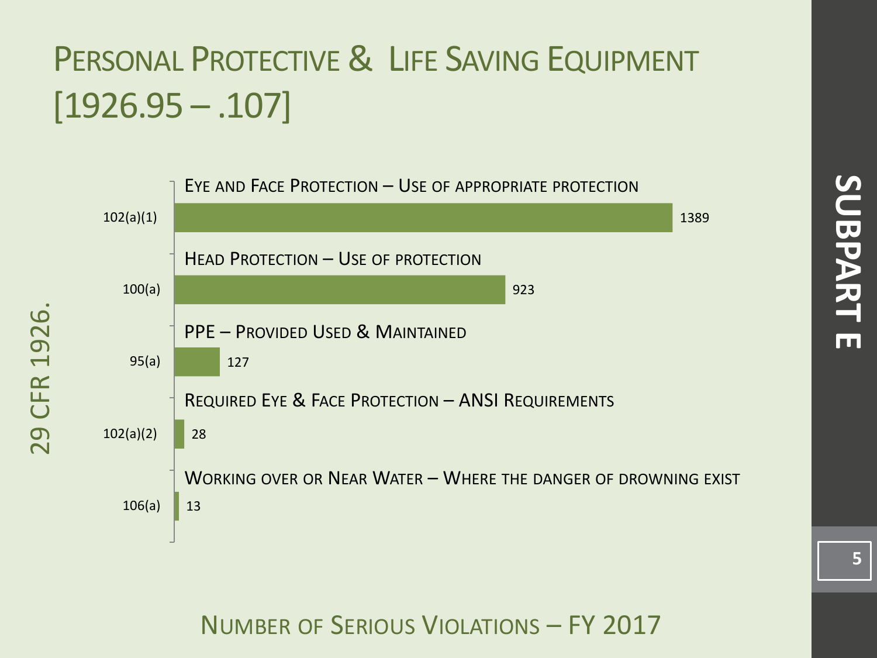# Personal Protective & Life Saving Equipment [1926.95 – .107]

**Subpart E**

29 CFR 1926.

| Section | Description | Number of Serious Violations |
| --- | --- | --- |
| 102(a)(1) | Eye and Face Protection – Use of appropriate protection | 1389 |
| 100(a) | Head Protection – Use of protection | 923 |
| 95(a) | PPE – Provided Used & Maintained | 127 |
| 102(a)(2) | Required Eye & Face Protection – ANSI Requirements | 28 |
| 106(a) | Working over or Near Water – Where the danger of drowning exist | 13 |

Number of Serious Violations – FY 2017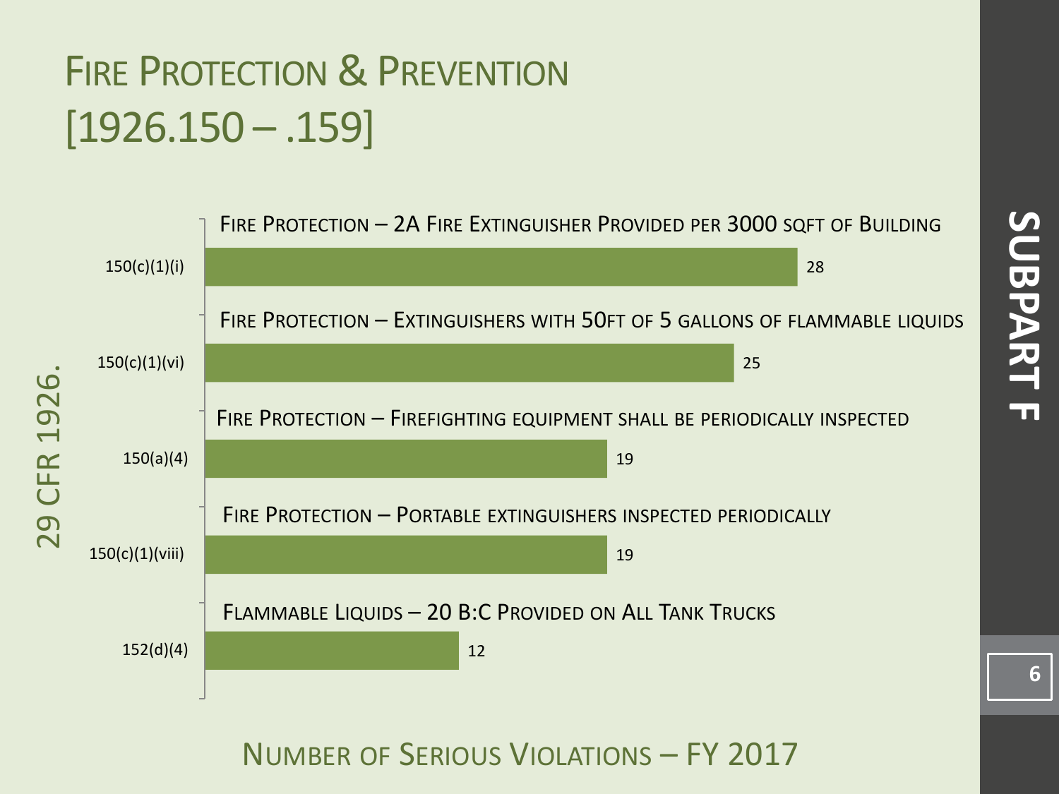# Fire Protection & Prevention [1926.150 – .159]

**Subpart F**

29 CFR 1926.

| Section | Description | Number of Serious Violations – FY 2017 |
|---|---|---|
| 150(c)(1)(i) | Fire Protection – 2A Fire Extinguisher Provided per 3000 sqft of Building | 28 |
| 150(c)(1)(vi) | Fire Protection – Extinguishers with 50ft of 5 gallons of flammable liquids | 25 |
| 150(a)(4) | Fire Protection – Firefighting equipment shall be periodically inspected | 19 |
| 150(c)(1)(viii) | Fire Protection – Portable extinguishers inspected periodically | 19 |
| 152(d)(4) | Flammable Liquids – 20 B:C Provided on All Tank Trucks | 12 |

Number of Serious Violations – FY 2017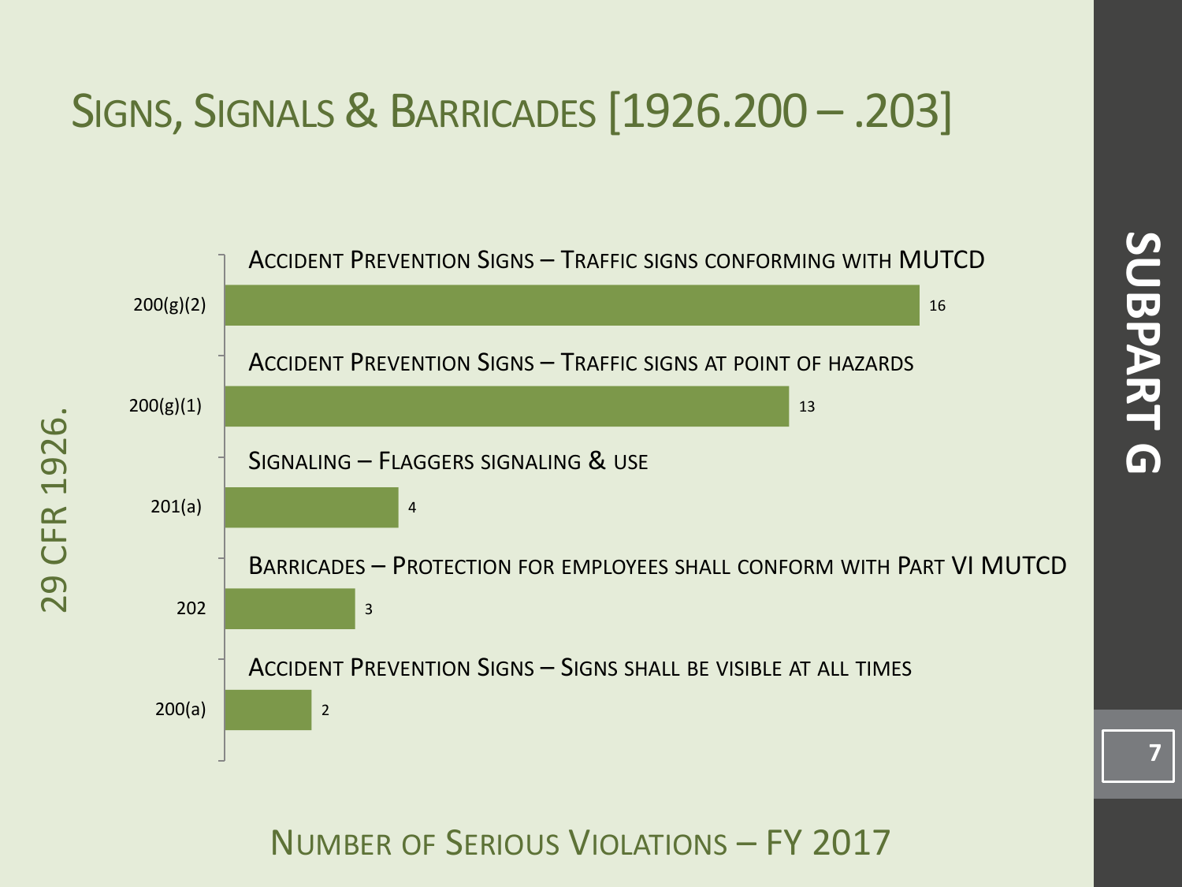# Signs, Signals & Barricades [1926.200 – .203]

**Subpart G**

29 CFR 1926.

| Standard | Description | Number of Serious Violations |
| --- | --- | --- |
| 200(g)(2) | Accident Prevention Signs – Traffic signs conforming with MUTCD | 16 |
| 200(g)(1) | Accident Prevention Signs – Traffic signs at point of hazards | 13 |
| 201(a) | Signaling – Flaggers signaling & use | 4 |
| 202 | Barricades – Protection for employees shall conform with Part VI MUTCD | 3 |
| 200(a) | Accident Prevention Signs – Signs shall be visible at all times | 2 |

Number of Serious Violations – FY 2017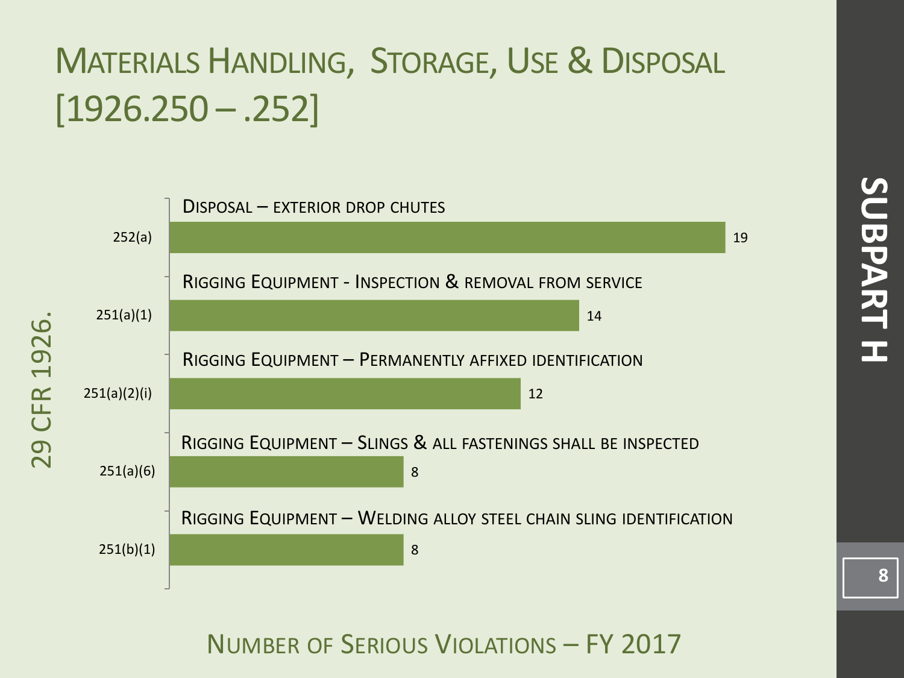# Materials Handling, Storage, Use & Disposal [1926.250 – .252]

**Subpart H**

29 CFR 1926.

| Standard | Description | Number of Serious Violations |
|---|---|---|
| 252(a) | Disposal – exterior drop chutes | 19 |
| 251(a)(1) | Rigging Equipment - Inspection & removal from service | 14 |
| 251(a)(2)(i) | Rigging Equipment – Permanently affixed identification | 12 |
| 251(a)(6) | Rigging Equipment – Slings & all fastenings shall be inspected | 8 |
| 251(b)(1) | Rigging Equipment – Welding alloy steel chain sling identification | 8 |

Number of Serious Violations – FY 2017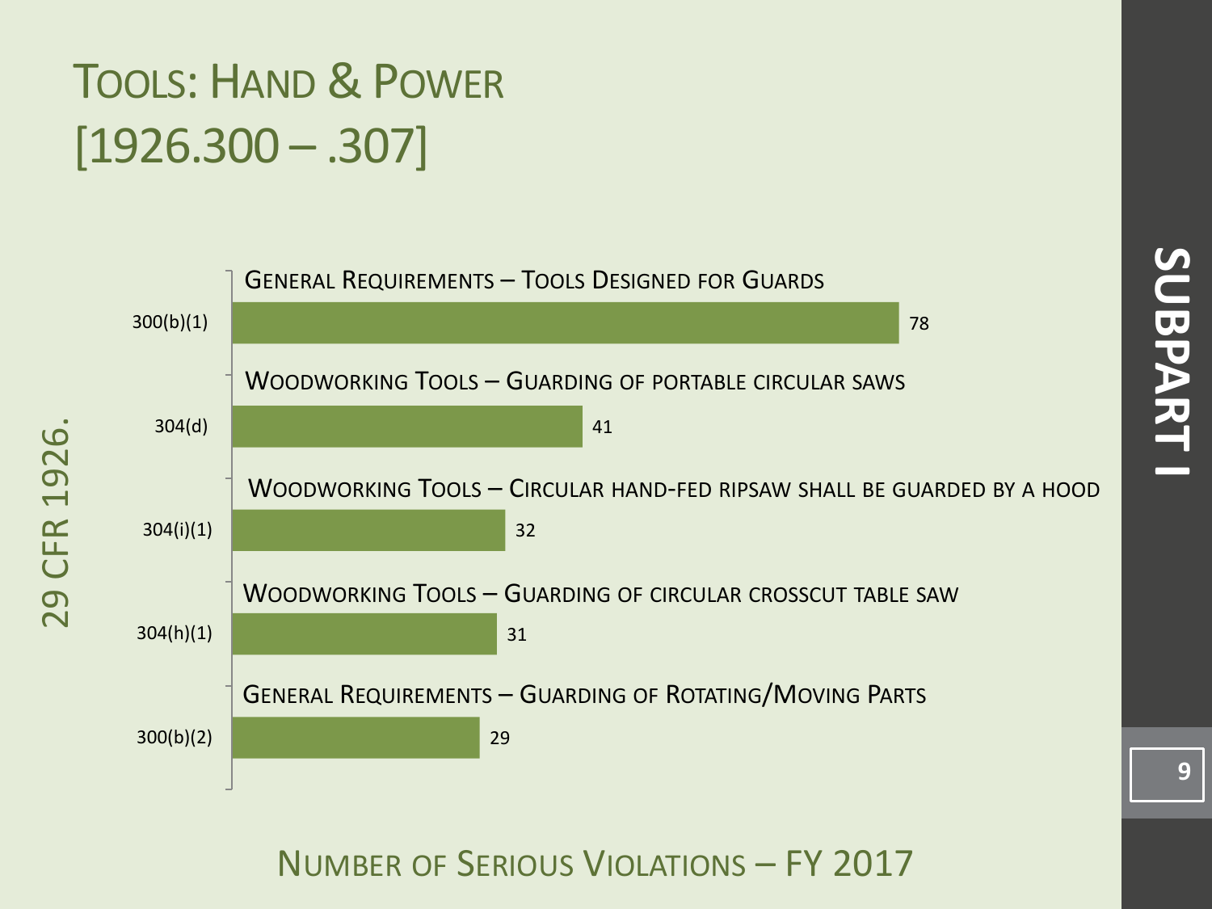# Tools: Hand & Power [1926.300 – .307]

29 CFR 1926.

Subpart I

| Standard | Description | Number of Serious Violations |
| --- | --- | --- |
| 300(b)(1) | General Requirements – Tools Designed for Guards | 78 |
| 304(d) | Woodworking Tools – Guarding of portable circular saws | 41 |
| 304(i)(1) | Woodworking Tools – Circular hand-fed ripsaw shall be guarded by a hood | 32 |
| 304(h)(1) | Woodworking Tools – Guarding of circular crosscut table saw | 31 |
| 300(b)(2) | General Requirements – Guarding of Rotating/Moving Parts | 29 |

Number of Serious Violations – FY 2017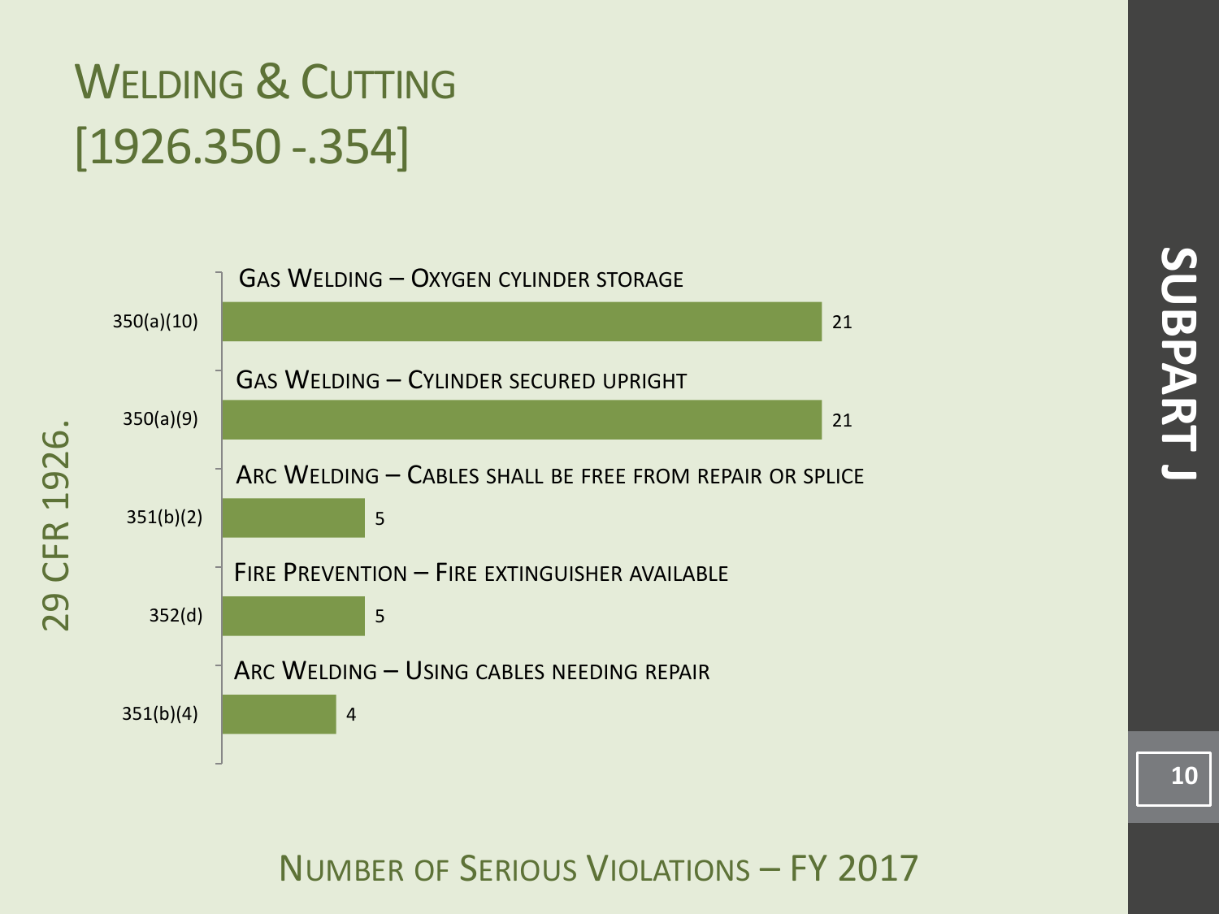# Welding & Cutting [1926.350 -.354]

**Subpart J**

29 CFR 1926.

| Section | Description | Number of Serious Violations |
| --- | --- | --- |
| 350(a)(10) | Gas Welding – Oxygen cylinder storage | 21 |
| 350(a)(9) | Gas Welding – Cylinder secured upright | 21 |
| 351(b)(2) | Arc Welding – Cables shall be free from repair or splice | 5 |
| 352(d) | Fire Prevention – Fire extinguisher available | 5 |
| 351(b)(4) | Arc Welding – Using cables needing repair | 4 |

Number of Serious Violations – FY 2017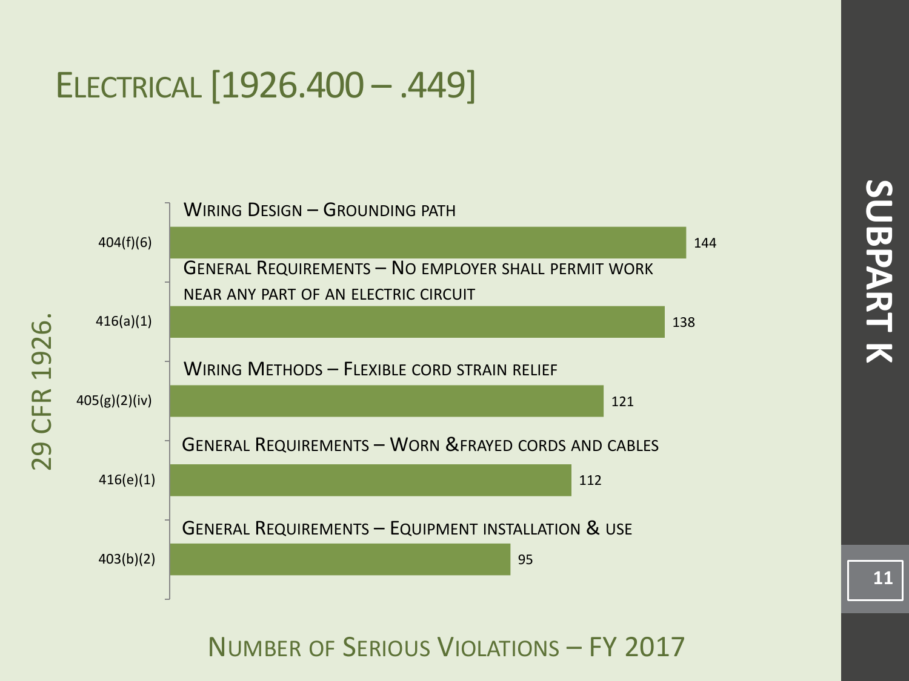# Electrical [1926.400 – .449]

**Subpart K**

29 CFR 1926.

| Section | Description | Number of Serious Violations |
| --- | --- | --- |
| 404(f)(6) | Wiring Design – Grounding path | 144 |
| 416(a)(1) | General Requirements – No employer shall permit work near any part of an electric circuit | 138 |
| 405(g)(2)(iv) | Wiring Methods – Flexible cord strain relief | 121 |
| 416(e)(1) | General Requirements – Worn &frayed cords and cables | 112 |
| 403(b)(2) | General Requirements – Equipment installation & use | 95 |

Number of Serious Violations – FY 2017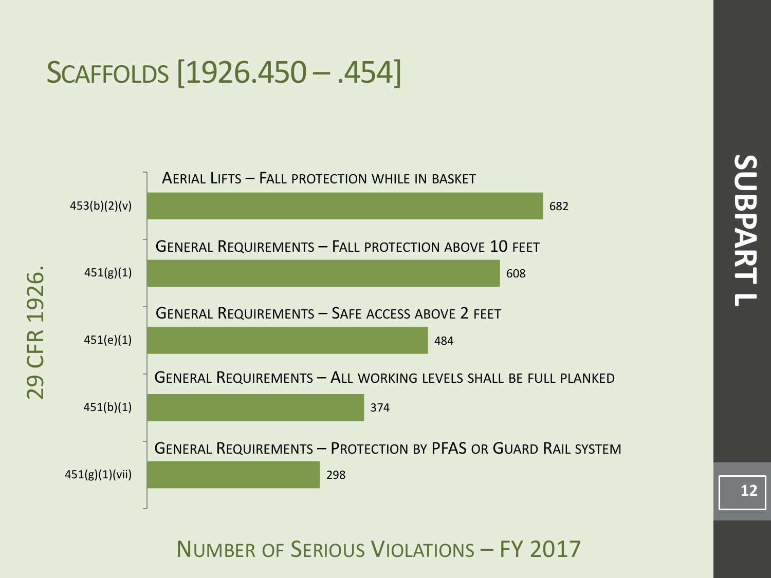# Scaffolds [1926.450 – .454]

29 CFR 1926.

| Standard | Description | Number of Serious Violations |
|---|---|---|
| 453(b)(2)(v) | Aerial Lifts – Fall protection while in basket | 682 |
| 451(g)(1) | General Requirements – Fall protection above 10 feet | 608 |
| 451(e)(1) | General Requirements – Safe access above 2 feet | 484 |
| 451(b)(1) | General Requirements – All working levels shall be full planked | 374 |
| 451(g)(1)(vii) | General Requirements – Protection by PFAS or Guard Rail system | 298 |

Number of Serious Violations – FY 2017

Subpart L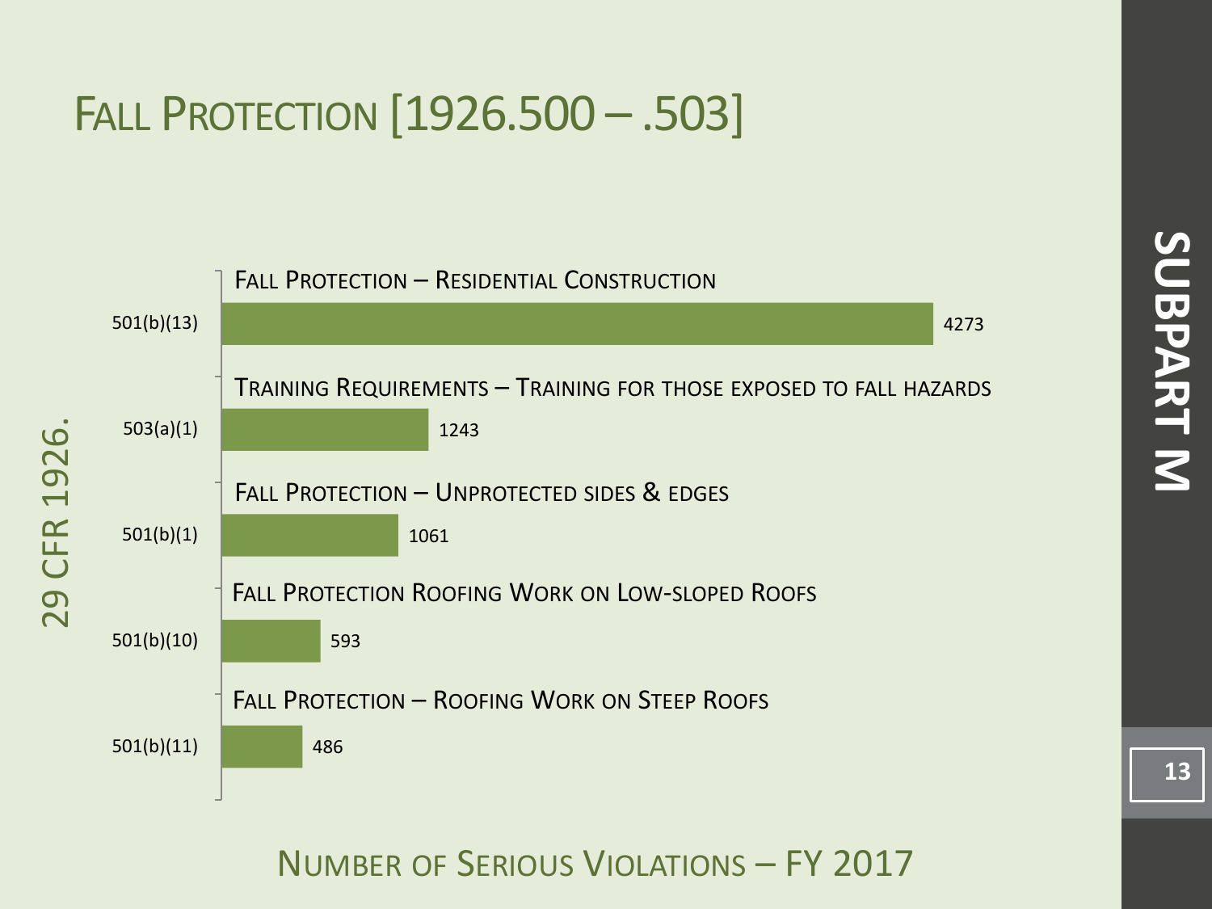# Fall Protection [1926.500 – .503]

29 CFR 1926.

| Standard | Description | Number of Serious Violations |
| --- | --- | --- |
| 501(b)(13) | Fall Protection – Residential Construction | 4273 |
| 503(a)(1) | Training Requirements – Training for those exposed to fall hazards | 1243 |
| 501(b)(1) | Fall Protection – Unprotected sides & edges | 1061 |
| 501(b)(10) | Fall Protection Roofing Work on Low-sloped Roofs | 593 |
| 501(b)(11) | Fall Protection – Roofing Work on Steep Roofs | 486 |

Number of Serious Violations – FY 2017

**Subpart M**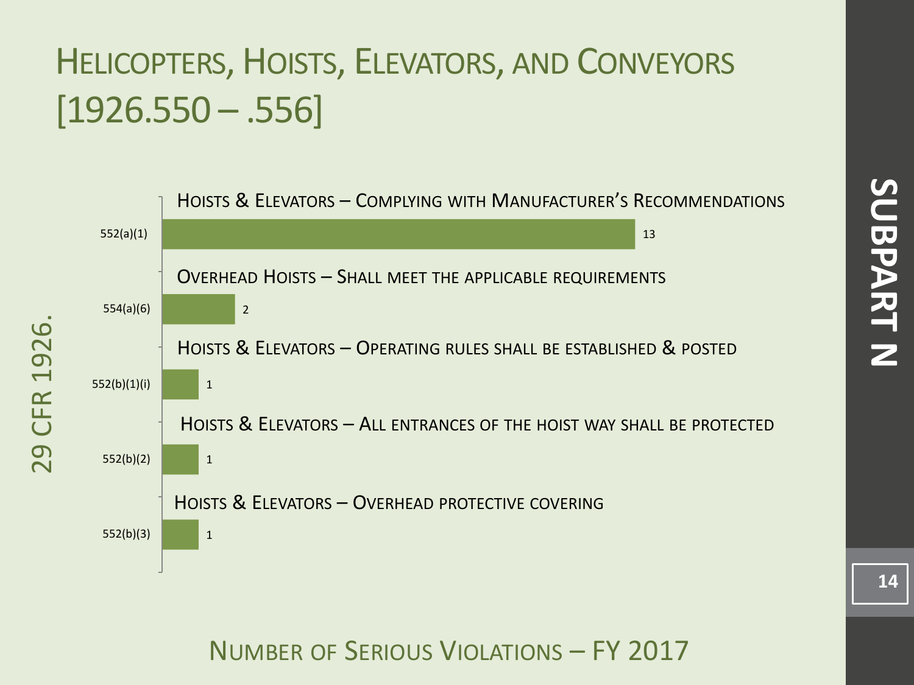# Helicopters, Hoists, Elevators, and Conveyors [1926.550 – .556]

29 CFR 1926.

| Section | Description | Number of Serious Violations |
|---|---|---|
| 552(a)(1) | Hoists & Elevators – Complying with Manufacturer's Recommendations | 13 |
| 554(a)(6) | Overhead Hoists – Shall meet the applicable requirements | 2 |
| 552(b)(1)(i) | Hoists & Elevators – Operating rules shall be established & posted | 1 |
| 552(b)(2) | Hoists & Elevators – All entrances of the hoist way shall be protected | 1 |
| 552(b)(3) | Hoists & Elevators – Overhead protective covering | 1 |

Number of Serious Violations – FY 2017

**Subpart N**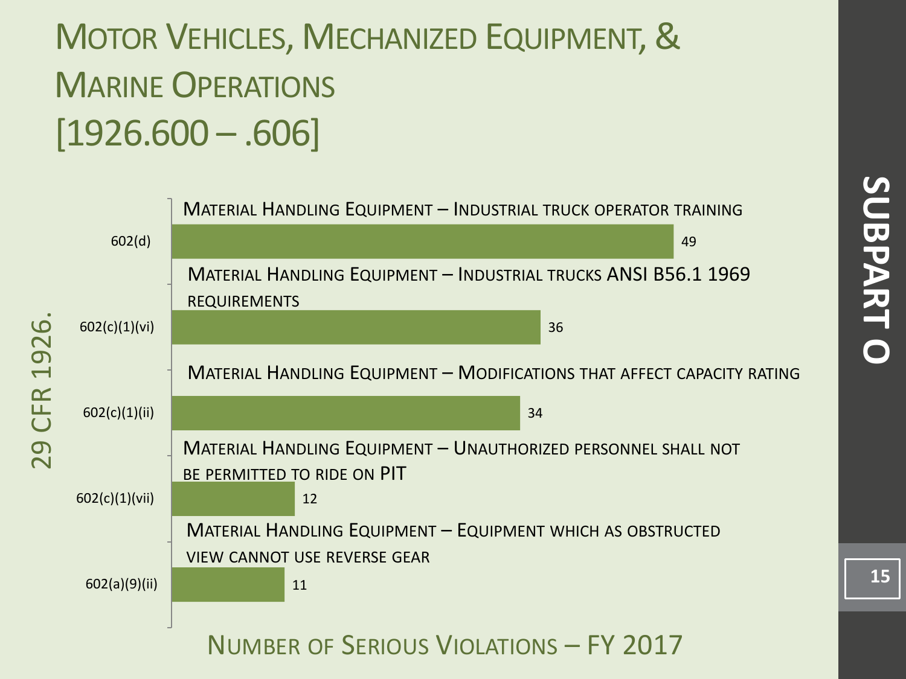# Motor Vehicles, Mechanized Equipment, & Marine Operations [1926.600 – .606]

## Subpart O

**29 CFR 1926.**

| Standard | Description | Number of Serious Violations |
|---|---|---|
| 602(d) | Material Handling Equipment – Industrial truck operator training | 49 |
| 602(c)(1)(vi) | Material Handling Equipment – Industrial trucks ANSI B56.1 1969 requirements | 36 |
| 602(c)(1)(ii) | Material Handling Equipment – Modifications that affect capacity rating | 34 |
| 602(c)(1)(vii) | Material Handling Equipment – Unauthorized personnel shall not be permitted to ride on PIT | 12 |
| 602(a)(9)(ii) | Material Handling Equipment – Equipment which as obstructed view cannot use reverse gear | 11 |

Number of Serious Violations – FY 2017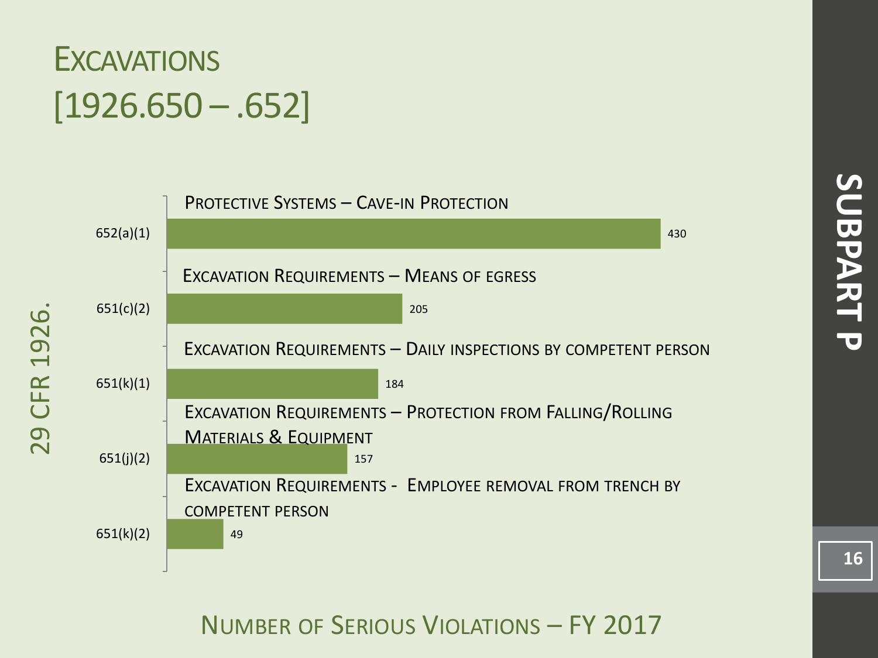# Excavations [1926.650 – .652]

29 CFR 1926.

**Subpart P**

| Standard | Description | Number of Serious Violations |
|---|---|---|
| 652(a)(1) | Protective Systems – Cave-in Protection | 430 |
| 651(c)(2) | Excavation Requirements – Means of egress | 205 |
| 651(k)(1) | Excavation Requirements – Daily inspections by competent person | 184 |
| 651(j)(2) | Excavation Requirements – Protection from Falling/Rolling Materials & Equipment | 157 |
| 651(k)(2) | Excavation Requirements - Employee removal from trench by competent person | 49 |

Number of Serious Violations – FY 2017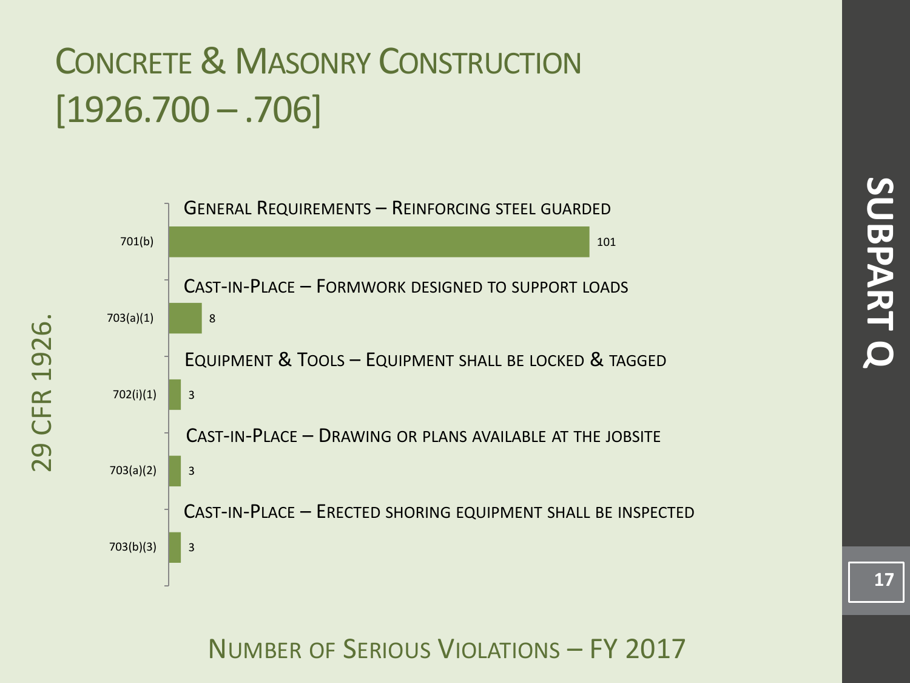# Concrete & Masonry Construction [1926.700 – .706]

Subpart Q

29 CFR 1926.

| Section | Description | Number of Serious Violations |
| --- | --- | --- |
| 701(b) | General Requirements – Reinforcing steel guarded | 101 |
| 703(a)(1) | Cast-in-Place – Formwork designed to support loads | 8 |
| 702(i)(1) | Equipment & Tools – Equipment shall be locked & tagged | 3 |
| 703(a)(2) | Cast-in-Place – Drawing or plans available at the jobsite | 3 |
| 703(b)(3) | Cast-in-Place – Erected shoring equipment shall be inspected | 3 |

Number of Serious Violations – FY 2017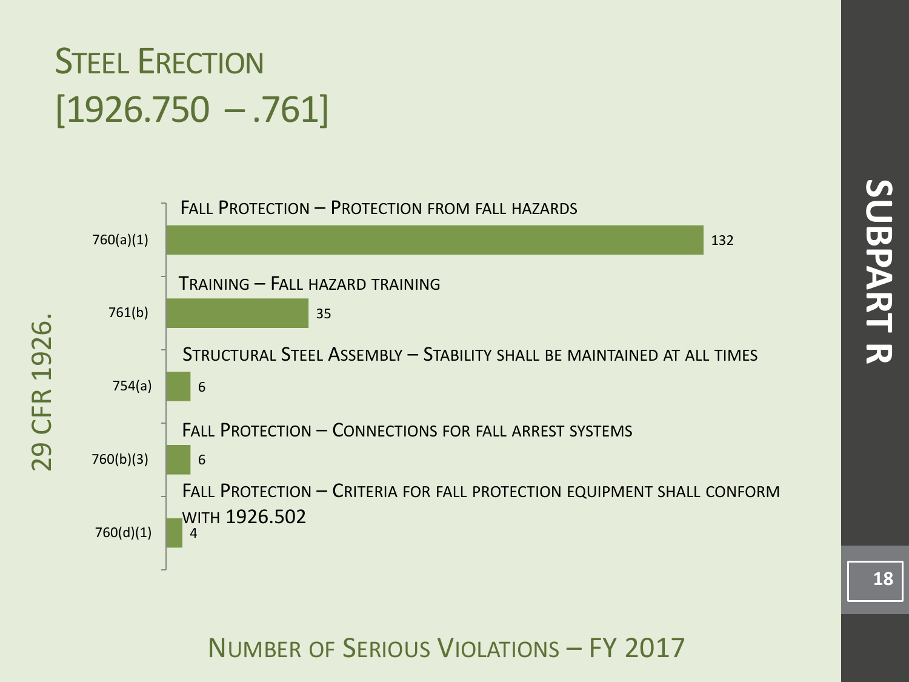# Steel Erection [1926.750 – .761]

**Subpart R**

29 CFR 1926.

| Standard | Description | Number of Serious Violations |
|---|---|---|
| 760(a)(1) | Fall Protection – Protection from fall hazards | 132 |
| 761(b) | Training – Fall hazard training | 35 |
| 754(a) | Structural Steel Assembly – Stability shall be maintained at all times | 6 |
| 760(b)(3) | Fall Protection – Connections for fall arrest systems | 6 |
| 760(d)(1) | Fall Protection – Criteria for fall protection equipment shall conform with 1926.502 | 4 |

Number of Serious Violations – FY 2017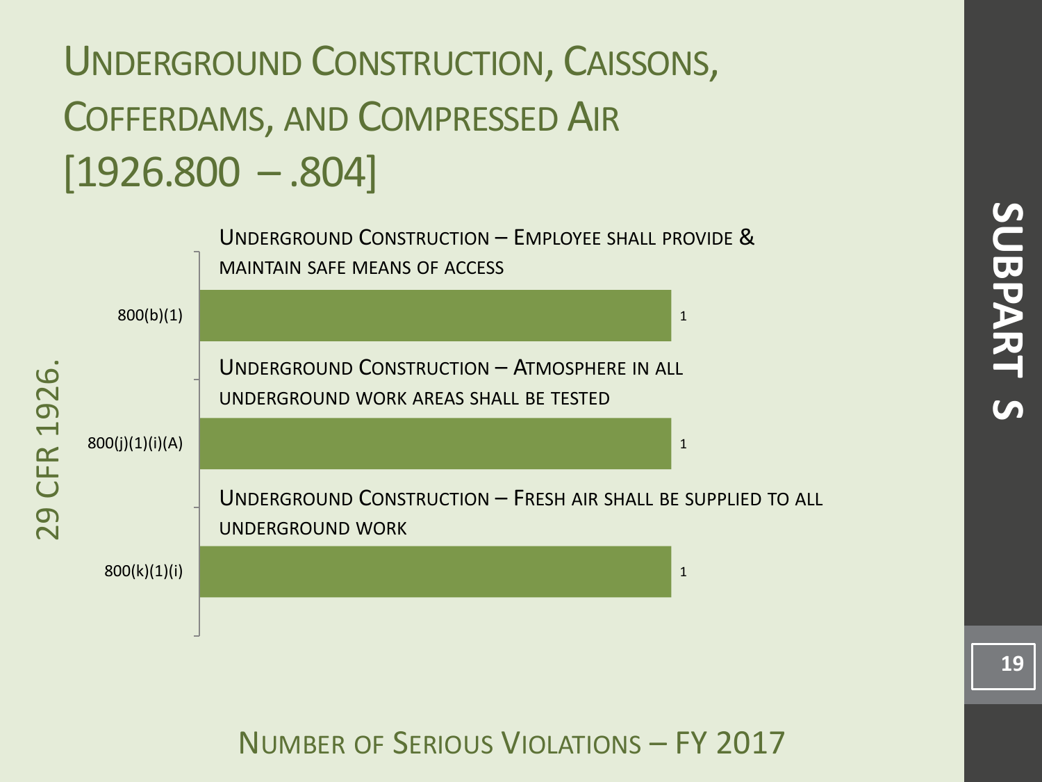# Underground Construction, Caissons, Cofferdams, and Compressed Air [1926.800 – .804]

**Subpart S**

29 CFR 1926.

| Standard | Description | Number of Serious Violations |
| --- | --- | --- |
| 800(b)(1) | Underground Construction – Employee shall provide & maintain safe means of access | 1 |
| 800(j)(1)(i)(A) | Underground Construction – Atmosphere in all underground work areas shall be tested | 1 |
| 800(k)(1)(i) | Underground Construction – Fresh air shall be supplied to all underground work | 1 |

Number of Serious Violations – FY 2017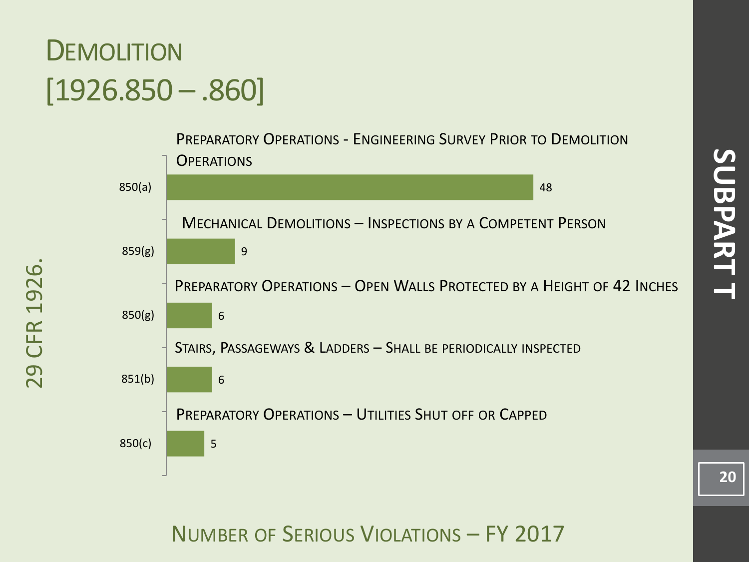# Demolition [1926.850 – .860]

29 CFR 1926.

SUBPART T

| Section | Description | Number of Serious Violations |
| --- | --- | --- |
| 850(a) | Preparatory Operations - Engineering Survey Prior to Demolition Operations | 48 |
| 859(g) | Mechanical Demolitions – Inspections by a Competent Person | 9 |
| 850(g) | Preparatory Operations – Open Walls Protected by a Height of 42 Inches | 6 |
| 851(b) | Stairs, Passageways & Ladders – Shall be periodically inspected | 6 |
| 850(c) | Preparatory Operations – Utilities Shut off or Capped | 5 |

Number of Serious Violations – FY 2017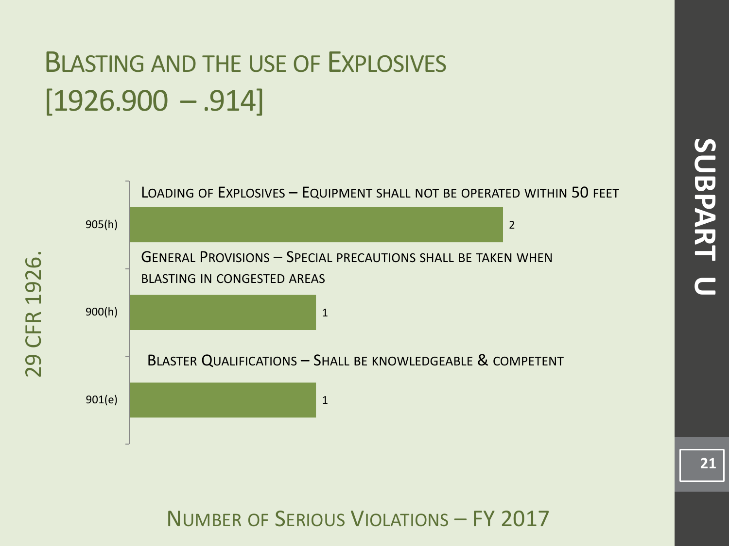# Blasting and the Use of Explosives [1926.900 – .914]

**Subpart U**

29 CFR 1926.

| Section | Description | Number of Serious Violations |
| --- | --- | --- |
| 905(h) | Loading of Explosives – Equipment shall not be operated within 50 feet | 2 |
| 900(h) | General Provisions – Special precautions shall be taken when blasting in congested areas | 1 |
| 901(e) | Blaster Qualifications – Shall be knowledgeable & competent | 1 |

Number of Serious Violations – FY 2017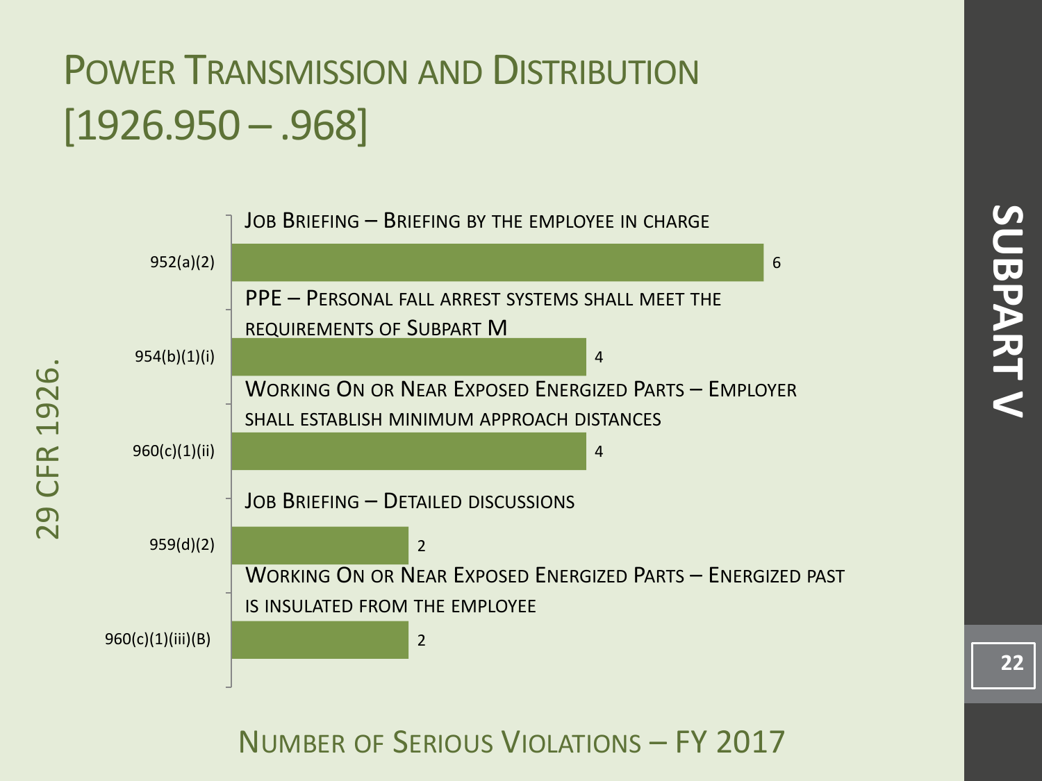# Power Transmission and Distribution [1926.950 – .968]

29 CFR 1926.

| Standard | Description | Number of Serious Violations |
| --- | --- | --- |
| 952(a)(2) | Job Briefing – Briefing by the employee in charge | 6 |
| 954(b)(1)(i) | PPE – Personal fall arrest systems shall meet the requirements of Subpart M | 4 |
| 960(c)(1)(ii) | Working On or Near Exposed Energized Parts – Employer shall establish minimum approach distances | 4 |
| 959(d)(2) | Job Briefing – Detailed discussions | 2 |
| 960(c)(1)(iii)(B) | Working On or Near Exposed Energized Parts – Energized past is insulated from the employee | 2 |

Number of Serious Violations – FY 2017

**Subpart V**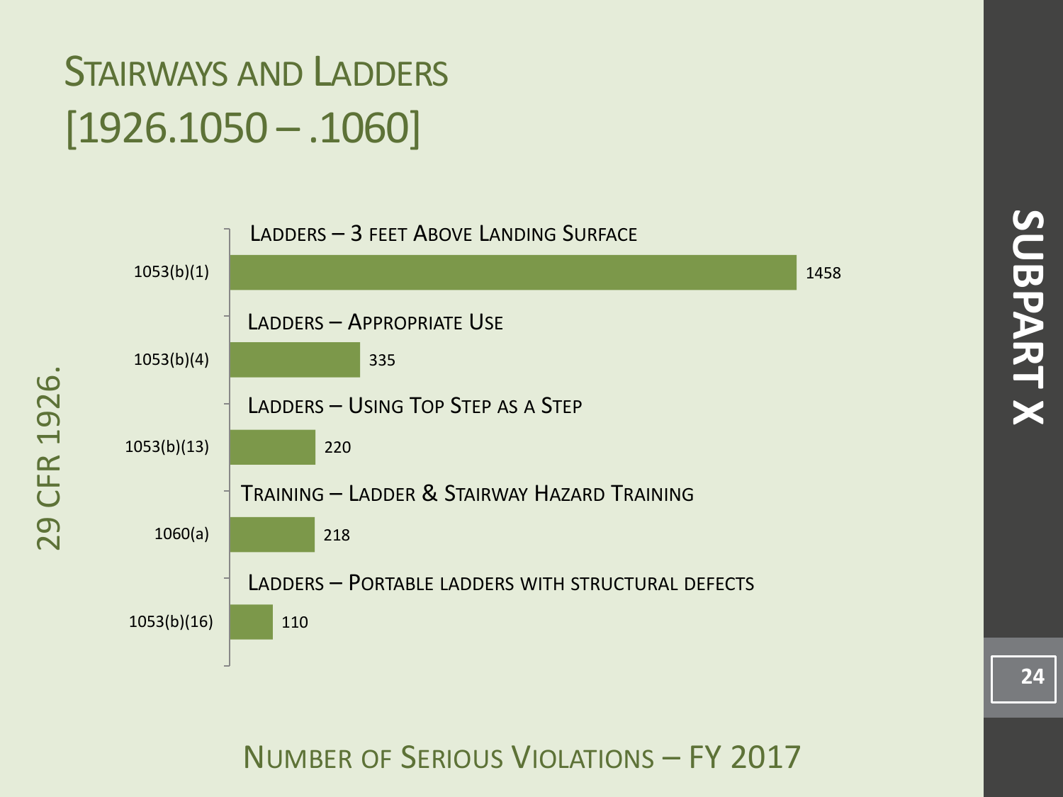# Stairways and Ladders [1926.1050 – .1060]

29 CFR 1926.

| Standard | Description | Number of Serious Violations |
|---|---|---|
| 1053(b)(1) | Ladders – 3 feet Above Landing Surface | 1458 |
| 1053(b)(4) | Ladders – Appropriate Use | 335 |
| 1053(b)(13) | Ladders – Using Top Step as a Step | 220 |
| 1060(a) | Training – Ladder & Stairway Hazard Training | 218 |
| 1053(b)(16) | Ladders – Portable ladders with structural defects | 110 |

Number of Serious Violations – FY 2017

**Subpart X**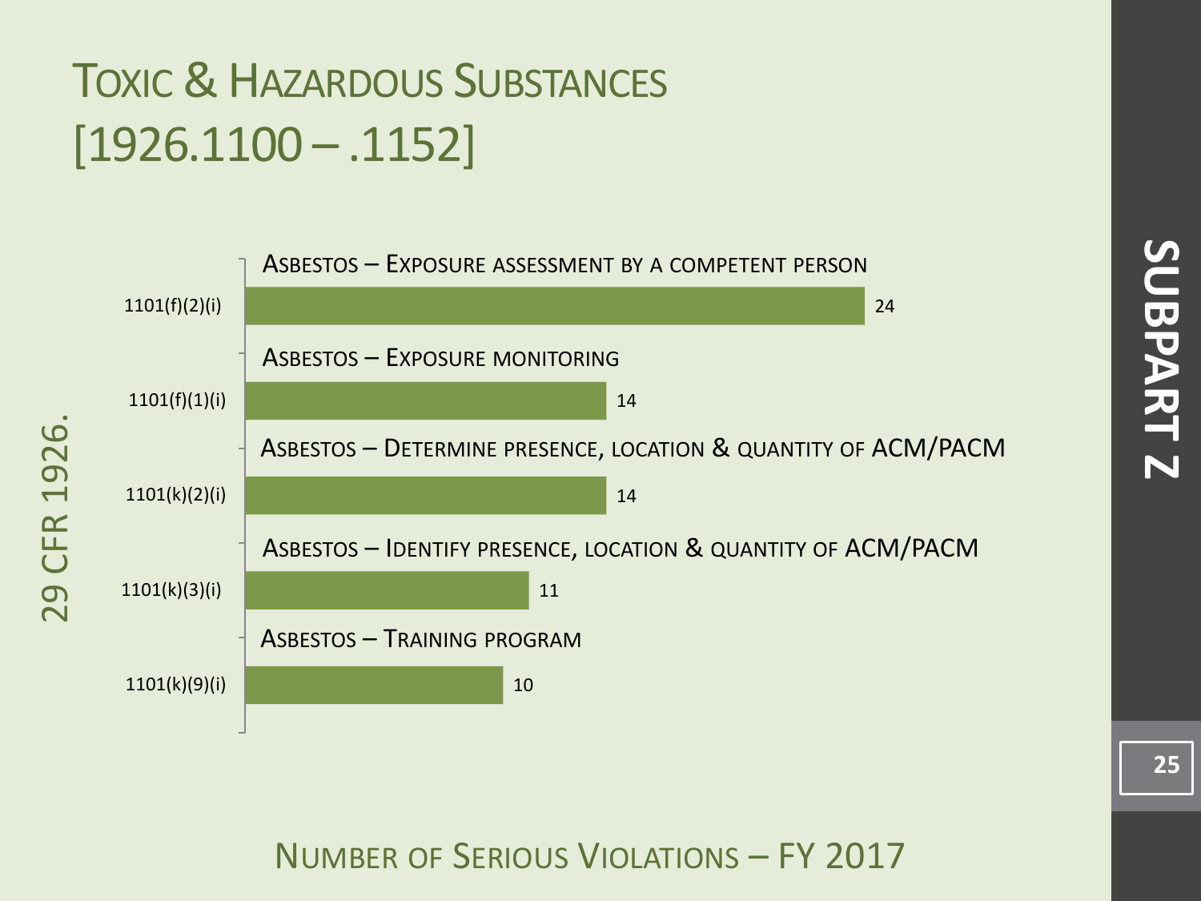# Toxic & Hazardous Substances [1926.1100 – .1152]

**Subpart Z**

29 CFR 1926.

| Standard | Description | Number |
|---|---|---|
| 1101(f)(2)(i) | Asbestos – Exposure assessment by a competent person | 24 |
| 1101(f)(1)(i) | Asbestos – Exposure monitoring | 14 |
| 1101(k)(2)(i) | Asbestos – Determine presence, location & quantity of ACM/PACM | 14 |
| 1101(k)(3)(i) | Asbestos – Identify presence, location & quantity of ACM/PACM | 11 |
| 1101(k)(9)(i) | Asbestos – Training program | 10 |

Number of Serious Violations – FY 2017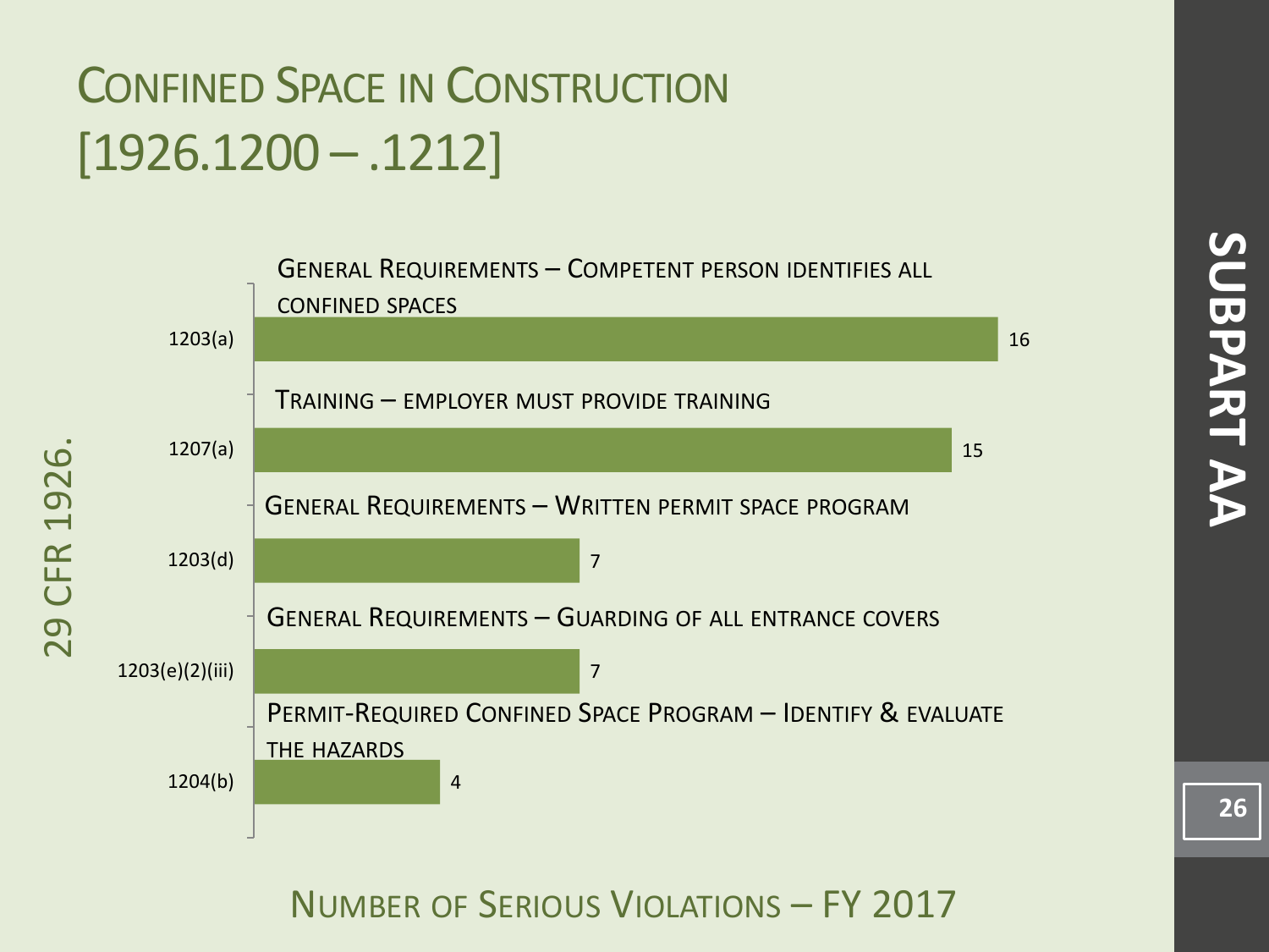# Confined Space in Construction [1926.1200 – .1212]

**29 CFR 1926.**

**SUBPART AA**

| Standard | Description | Number of Serious Violations |
|---|---|---|
| 1203(a) | General Requirements – Competent person identifies all confined spaces | 16 |
| 1207(a) | Training – employer must provide training | 15 |
| 1203(d) | General Requirements – Written permit space program | 7 |
| 1203(e)(2)(iii) | General Requirements – Guarding of all entrance covers | 7 |
| 1204(b) | Permit-Required Confined Space Program – Identify & evaluate the hazards | 4 |

Number of Serious Violations – FY 2017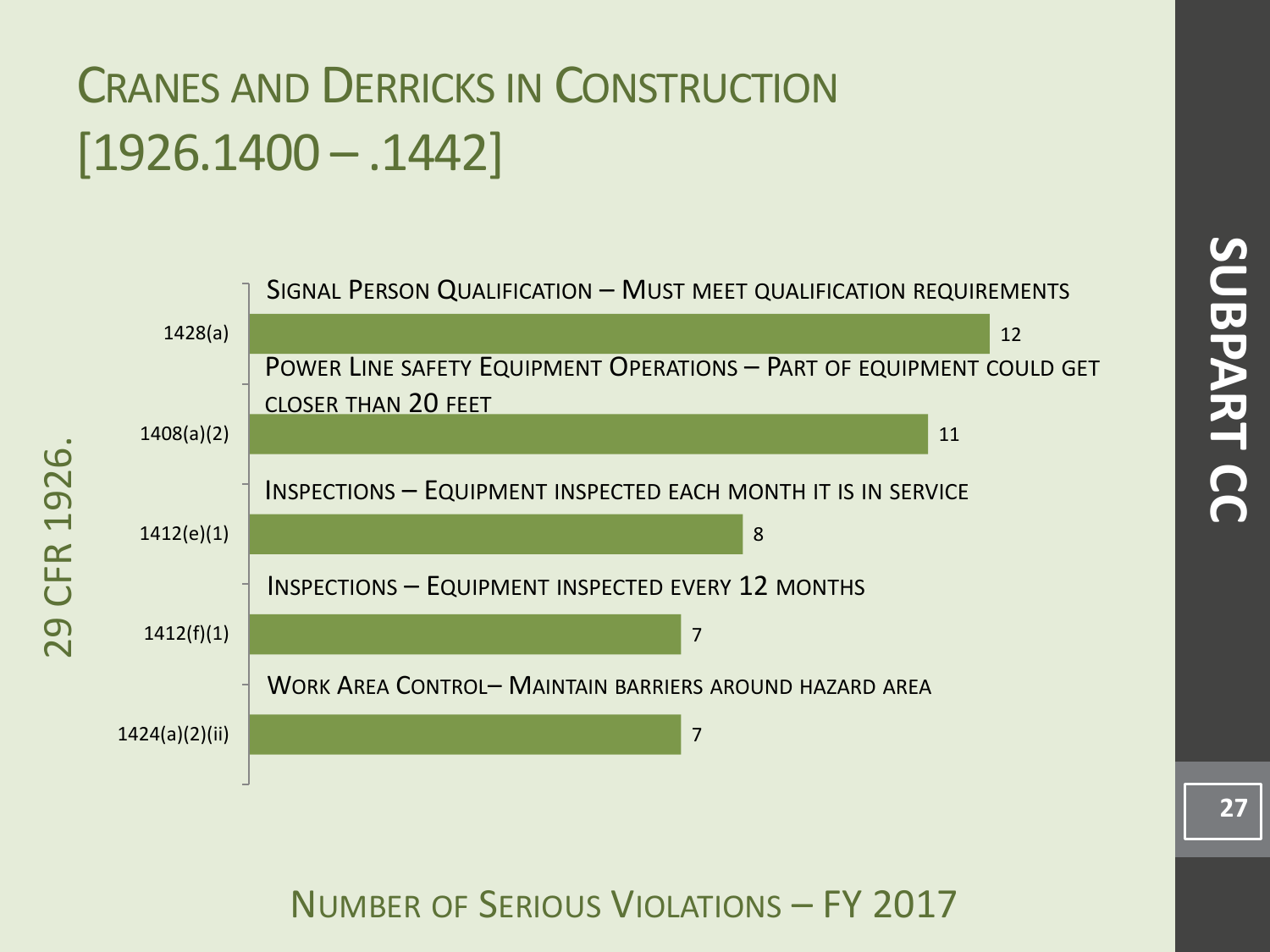# Cranes and Derricks in Construction [1926.1400 – .1442]

**SUBPART CC**

29 CFR 1926.

Signal Person Qualification – Must meet qualification requirements

1428(a) 12

Power Line safety Equipment Operations – Part of equipment could get closer than 20 feet

1408(a)(2) 11

Inspections – Equipment inspected each month it is in service

1412(e)(1) 8

Inspections – Equipment inspected every 12 months

1412(f)(1) 7

Work Area Control– Maintain barriers around hazard area

1424(a)(2)(ii) 7

Number of Serious Violations – FY 2017